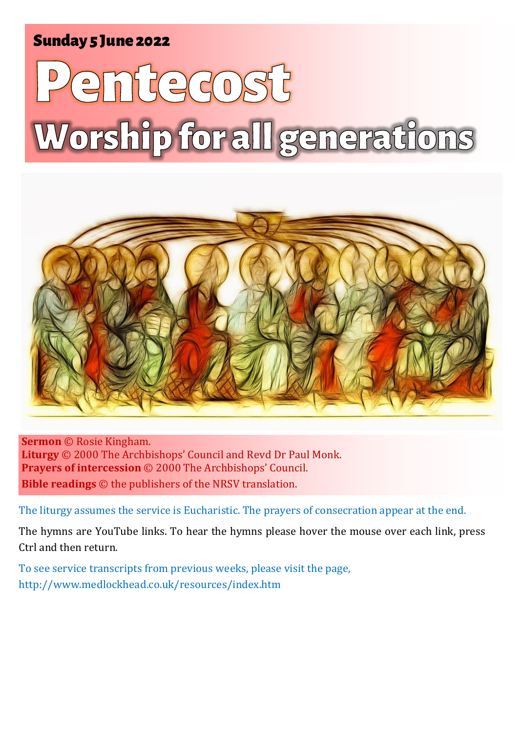**Sunday 5 June 2022**

# Pentecost

# Worship for all generations

**Sermon** © Rosie Kingham.
**Liturgy** © 2000 The Archbishops' Council and Revd Dr Paul Monk.
**Prayers of intercession** © 2000 The Archbishops' Council.
**Bible readings** © the publishers of the NRSV translation.

The liturgy assumes the service is Eucharistic. The prayers of consecration appear at the end.

The hymns are YouTube links. To hear the hymns please hover the mouse over each link, press Ctrl and then return.

To see service transcripts from previous weeks, please visit the page, http://www.medlockhead.co.uk/resources/index.htm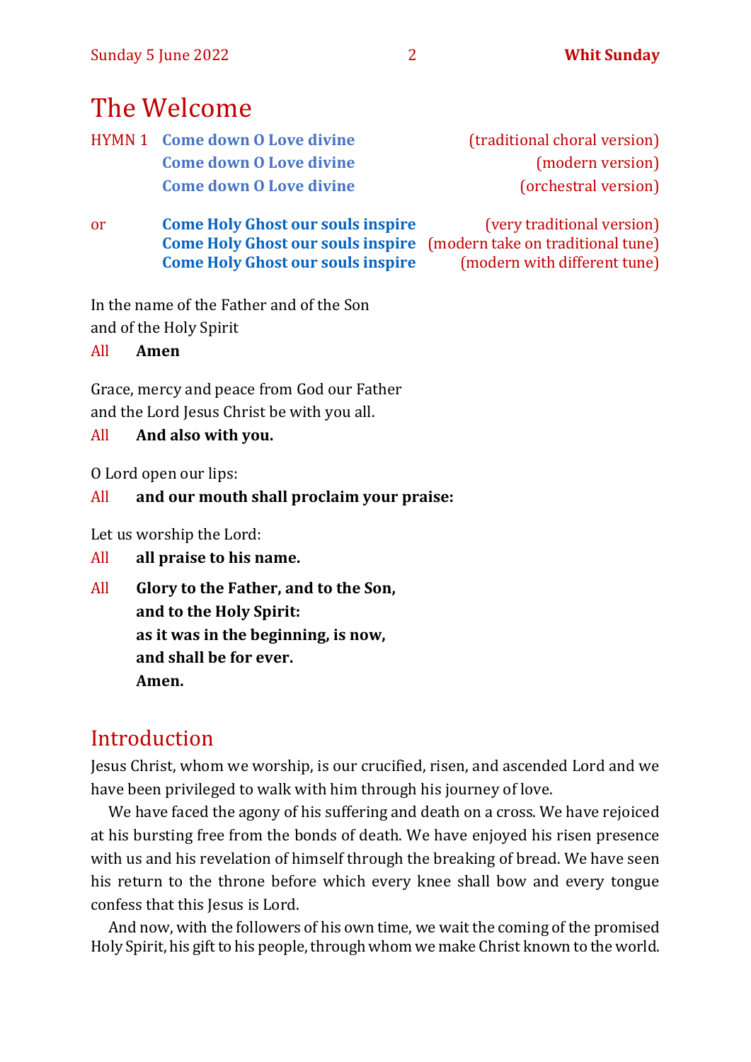# The Welcome

HYMN 1 **Come down O Love divine** (traditional choral version)
**Come down O Love divine** (modern version)
**Come down O Love divine** (orchestral version)

or **Come Holy Ghost our souls inspire** (very traditional version)
**Come Holy Ghost our souls inspire** (modern take on traditional tune)
**Come Holy Ghost our souls inspire** (modern with different tune)

In the name of the Father and of the Son
and of the Holy Spirit

All **Amen**

Grace, mercy and peace from God our Father
and the Lord Jesus Christ be with you all.

All **And also with you.**

O Lord open our lips:

All **and our mouth shall proclaim your praise:**

Let us worship the Lord:

All **all praise to his name.**

All **Glory to the Father, and to the Son,**
**and to the Holy Spirit:**
**as it was in the beginning, is now,**
**and shall be for ever.**
**Amen.**

## Introduction

Jesus Christ, whom we worship, is our crucified, risen, and ascended Lord and we have been privileged to walk with him through his journey of love.

We have faced the agony of his suffering and death on a cross. We have rejoiced at his bursting free from the bonds of death. We have enjoyed his risen presence with us and his revelation of himself through the breaking of bread. We have seen his return to the throne before which every knee shall bow and every tongue confess that this Jesus is Lord.

And now, with the followers of his own time, we wait the coming of the promised Holy Spirit, his gift to his people, through whom we make Christ known to the world.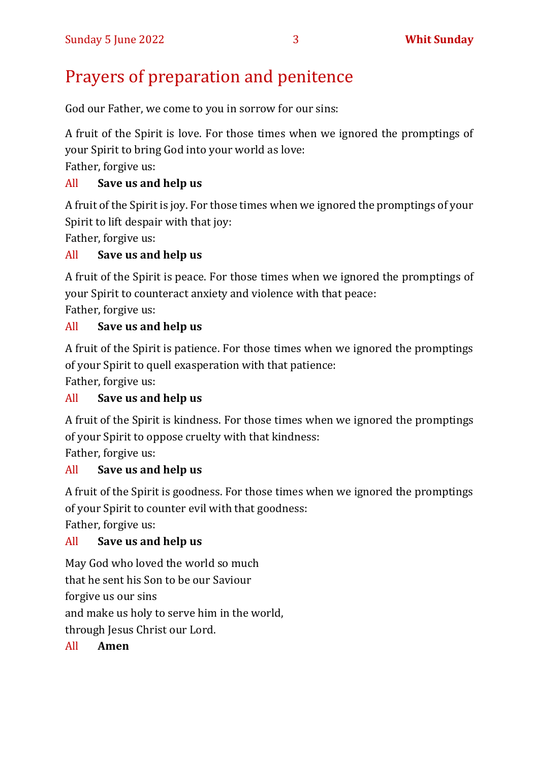# Prayers of preparation and penitence

God our Father, we come to you in sorrow for our sins:

A fruit of the Spirit is love. For those times when we ignored the promptings of your Spirit to bring God into your world as love:
Father, forgive us:

All **Save us and help us**

A fruit of the Spirit is joy. For those times when we ignored the promptings of your Spirit to lift despair with that joy:
Father, forgive us:

All **Save us and help us**

A fruit of the Spirit is peace. For those times when we ignored the promptings of your Spirit to counteract anxiety and violence with that peace:
Father, forgive us:

All **Save us and help us**

A fruit of the Spirit is patience. For those times when we ignored the promptings of your Spirit to quell exasperation with that patience:
Father, forgive us:

All **Save us and help us**

A fruit of the Spirit is kindness. For those times when we ignored the promptings of your Spirit to oppose cruelty with that kindness:
Father, forgive us:

All **Save us and help us**

A fruit of the Spirit is goodness. For those times when we ignored the promptings of your Spirit to counter evil with that goodness:
Father, forgive us:

All **Save us and help us**

May God who loved the world so much
that he sent his Son to be our Saviour
forgive us our sins
and make us holy to serve him in the world,
through Jesus Christ our Lord.

All **Amen**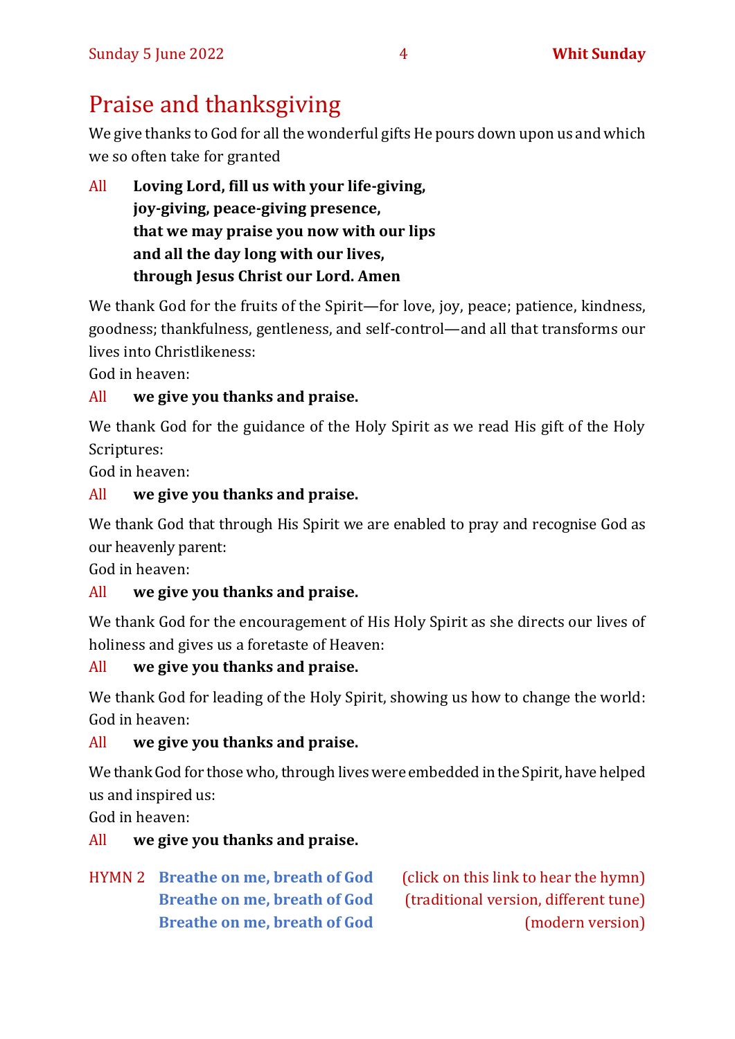## Praise and thanksgiving

We give thanks to God for all the wonderful gifts He pours down upon us and which we so often take for granted

All **Loving Lord, fill us with your life-giving,**
**joy-giving, peace-giving presence,**
**that we may praise you now with our lips**
**and all the day long with our lives,**
**through Jesus Christ our Lord. Amen**

We thank God for the fruits of the Spirit—for love, joy, peace; patience, kindness, goodness; thankfulness, gentleness, and self-control—and all that transforms our lives into Christlikeness:
God in heaven:

All **we give you thanks and praise.**

We thank God for the guidance of the Holy Spirit as we read His gift of the Holy Scriptures:
God in heaven:

All **we give you thanks and praise.**

We thank God that through His Spirit we are enabled to pray and recognise God as our heavenly parent:
God in heaven:

All **we give you thanks and praise.**

We thank God for the encouragement of His Holy Spirit as she directs our lives of holiness and gives us a foretaste of Heaven:

All **we give you thanks and praise.**

We thank God for leading of the Holy Spirit, showing us how to change the world:
God in heaven:

All **we give you thanks and praise.**

We thank God for those who, through lives were embedded in the Spirit, have helped us and inspired us:
God in heaven:

All **we give you thanks and praise.**

HYMN 2 **Breathe on me, breath of God** (click on this link to hear the hymn)
**Breathe on me, breath of God** (traditional version, different tune)
**Breathe on me, breath of God** (modern version)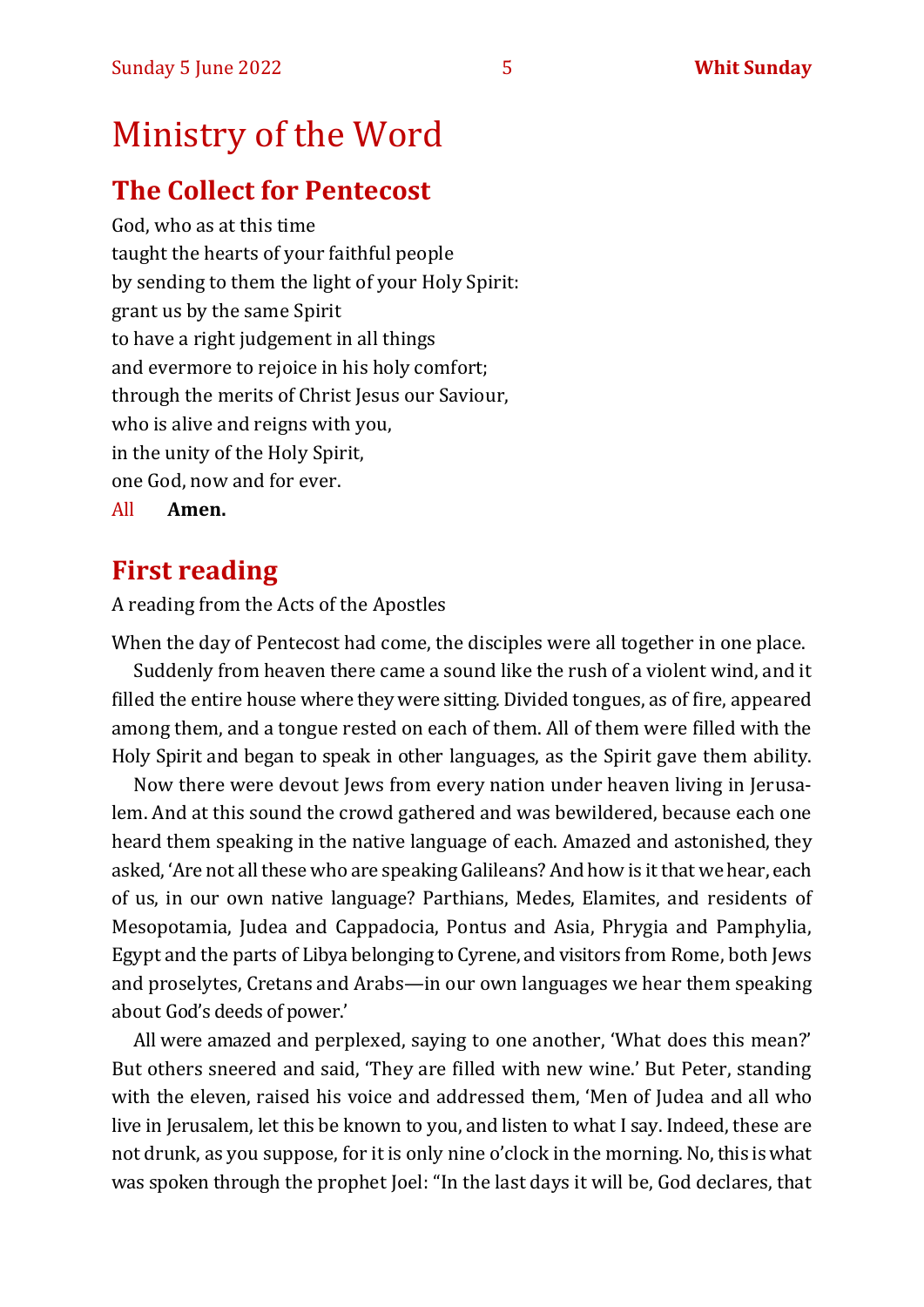# Ministry of the Word

## The Collect for Pentecost

God, who as at this time
taught the hearts of your faithful people
by sending to them the light of your Holy Spirit:
grant us by the same Spirit
to have a right judgement in all things
and evermore to rejoice in his holy comfort;
through the merits of Christ Jesus our Saviour,
who is alive and reigns with you,
in the unity of the Holy Spirit,
one God, now and for ever.

All **Amen.**

## First reading

A reading from the Acts of the Apostles

When the day of Pentecost had come, the disciples were all together in one place.

Suddenly from heaven there came a sound like the rush of a violent wind, and it filled the entire house where they were sitting. Divided tongues, as of fire, appeared among them, and a tongue rested on each of them. All of them were filled with the Holy Spirit and began to speak in other languages, as the Spirit gave them ability.

Now there were devout Jews from every nation under heaven living in Jerusalem. And at this sound the crowd gathered and was bewildered, because each one heard them speaking in the native language of each. Amazed and astonished, they asked, 'Are not all these who are speaking Galileans? And how is it that we hear, each of us, in our own native language? Parthians, Medes, Elamites, and residents of Mesopotamia, Judea and Cappadocia, Pontus and Asia, Phrygia and Pamphylia, Egypt and the parts of Libya belonging to Cyrene, and visitors from Rome, both Jews and proselytes, Cretans and Arabs—in our own languages we hear them speaking about God's deeds of power.'

All were amazed and perplexed, saying to one another, 'What does this mean?' But others sneered and said, 'They are filled with new wine.' But Peter, standing with the eleven, raised his voice and addressed them, 'Men of Judea and all who live in Jerusalem, let this be known to you, and listen to what I say. Indeed, these are not drunk, as you suppose, for it is only nine o'clock in the morning. No, this is what was spoken through the prophet Joel: "In the last days it will be, God declares, that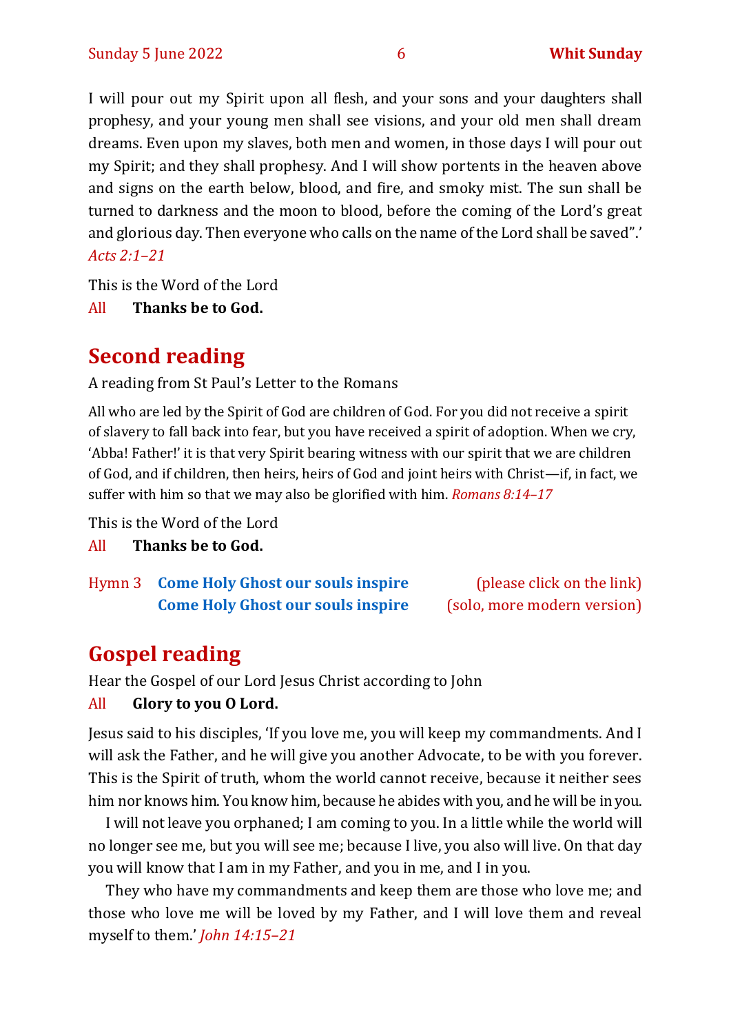I will pour out my Spirit upon all flesh, and your sons and your daughters shall prophesy, and your young men shall see visions, and your old men shall dream dreams. Even upon my slaves, both men and women, in those days I will pour out my Spirit; and they shall prophesy. And I will show portents in the heaven above and signs on the earth below, blood, and fire, and smoky mist. The sun shall be turned to darkness and the moon to blood, before the coming of the Lord's great and glorious day. Then everyone who calls on the name of the Lord shall be saved".' *Acts 2:1–21*

This is the Word of the Lord

All **Thanks be to God.**

## Second reading

A reading from St Paul's Letter to the Romans

All who are led by the Spirit of God are children of God. For you did not receive a spirit of slavery to fall back into fear, but you have received a spirit of adoption. When we cry, 'Abba! Father!' it is that very Spirit bearing witness with our spirit that we are children of God, and if children, then heirs, heirs of God and joint heirs with Christ—if, in fact, we suffer with him so that we may also be glorified with him. *Romans 8:14–17*

This is the Word of the Lord

All **Thanks be to God.**

Hymn 3 **Come Holy Ghost our souls inspire** (please click on the link)
**Come Holy Ghost our souls inspire** (solo, more modern version)

## Gospel reading

Hear the Gospel of our Lord Jesus Christ according to John

All **Glory to you O Lord.**

Jesus said to his disciples, 'If you love me, you will keep my commandments. And I will ask the Father, and he will give you another Advocate, to be with you forever. This is the Spirit of truth, whom the world cannot receive, because it neither sees him nor knows him. You know him, because he abides with you, and he will be in you.

I will not leave you orphaned; I am coming to you. In a little while the world will no longer see me, but you will see me; because I live, you also will live. On that day you will know that I am in my Father, and you in me, and I in you.

They who have my commandments and keep them are those who love me; and those who love me will be loved by my Father, and I will love them and reveal myself to them.' *John 14:15–21*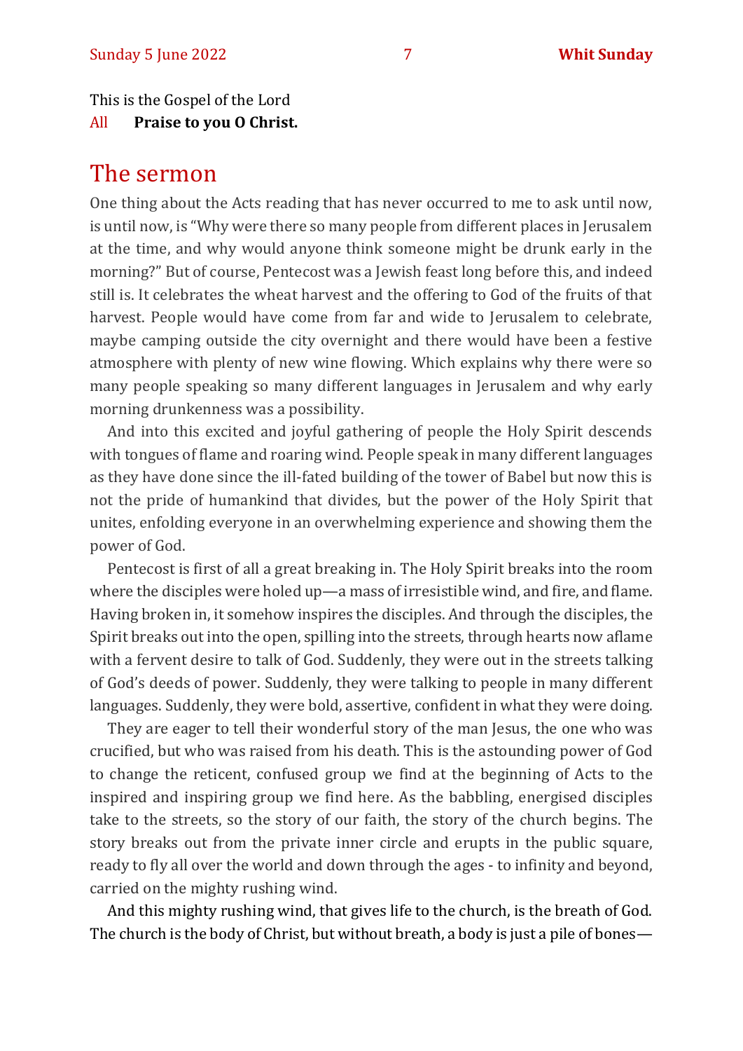This is the Gospel of the Lord

All **Praise to you O Christ.**

## The sermon

One thing about the Acts reading that has never occurred to me to ask until now, is until now, is "Why were there so many people from different places in Jerusalem at the time, and why would anyone think someone might be drunk early in the morning?" But of course, Pentecost was a Jewish feast long before this, and indeed still is. It celebrates the wheat harvest and the offering to God of the fruits of that harvest. People would have come from far and wide to Jerusalem to celebrate, maybe camping outside the city overnight and there would have been a festive atmosphere with plenty of new wine flowing. Which explains why there were so many people speaking so many different languages in Jerusalem and why early morning drunkenness was a possibility.

And into this excited and joyful gathering of people the Holy Spirit descends with tongues of flame and roaring wind. People speak in many different languages as they have done since the ill-fated building of the tower of Babel but now this is not the pride of humankind that divides, but the power of the Holy Spirit that unites, enfolding everyone in an overwhelming experience and showing them the power of God.

Pentecost is first of all a great breaking in. The Holy Spirit breaks into the room where the disciples were holed up—a mass of irresistible wind, and fire, and flame. Having broken in, it somehow inspires the disciples. And through the disciples, the Spirit breaks out into the open, spilling into the streets, through hearts now aflame with a fervent desire to talk of God. Suddenly, they were out in the streets talking of God's deeds of power. Suddenly, they were talking to people in many different languages. Suddenly, they were bold, assertive, confident in what they were doing.

They are eager to tell their wonderful story of the man Jesus, the one who was crucified, but who was raised from his death. This is the astounding power of God to change the reticent, confused group we find at the beginning of Acts to the inspired and inspiring group we find here. As the babbling, energised disciples take to the streets, so the story of our faith, the story of the church begins. The story breaks out from the private inner circle and erupts in the public square, ready to fly all over the world and down through the ages - to infinity and beyond, carried on the mighty rushing wind.

And this mighty rushing wind, that gives life to the church, is the breath of God. The church is the body of Christ, but without breath, a body is just a pile of bones—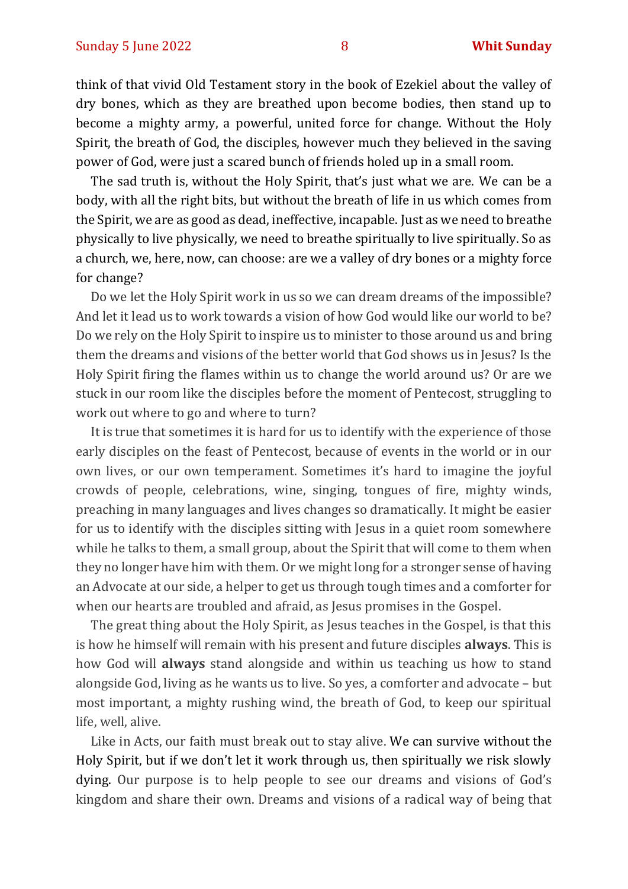think of that vivid Old Testament story in the book of Ezekiel about the valley of dry bones, which as they are breathed upon become bodies, then stand up to become a mighty army, a powerful, united force for change. Without the Holy Spirit, the breath of God, the disciples, however much they believed in the saving power of God, were just a scared bunch of friends holed up in a small room.

The sad truth is, without the Holy Spirit, that's just what we are. We can be a body, with all the right bits, but without the breath of life in us which comes from the Spirit, we are as good as dead, ineffective, incapable. Just as we need to breathe physically to live physically, we need to breathe spiritually to live spiritually. So as a church, we, here, now, can choose: are we a valley of dry bones or a mighty force for change?

Do we let the Holy Spirit work in us so we can dream dreams of the impossible? And let it lead us to work towards a vision of how God would like our world to be? Do we rely on the Holy Spirit to inspire us to minister to those around us and bring them the dreams and visions of the better world that God shows us in Jesus? Is the Holy Spirit firing the flames within us to change the world around us? Or are we stuck in our room like the disciples before the moment of Pentecost, struggling to work out where to go and where to turn?

It is true that sometimes it is hard for us to identify with the experience of those early disciples on the feast of Pentecost, because of events in the world or in our own lives, or our own temperament. Sometimes it's hard to imagine the joyful crowds of people, celebrations, wine, singing, tongues of fire, mighty winds, preaching in many languages and lives changes so dramatically. It might be easier for us to identify with the disciples sitting with Jesus in a quiet room somewhere while he talks to them, a small group, about the Spirit that will come to them when they no longer have him with them. Or we might long for a stronger sense of having an Advocate at our side, a helper to get us through tough times and a comforter for when our hearts are troubled and afraid, as Jesus promises in the Gospel.

The great thing about the Holy Spirit, as Jesus teaches in the Gospel, is that this is how he himself will remain with his present and future disciples **always**. This is how God will **always** stand alongside and within us teaching us how to stand alongside God, living as he wants us to live. So yes, a comforter and advocate – but most important, a mighty rushing wind, the breath of God, to keep our spiritual life, well, alive.

Like in Acts, our faith must break out to stay alive. We can survive without the Holy Spirit, but if we don't let it work through us, then spiritually we risk slowly dying. Our purpose is to help people to see our dreams and visions of God's kingdom and share their own. Dreams and visions of a radical way of being that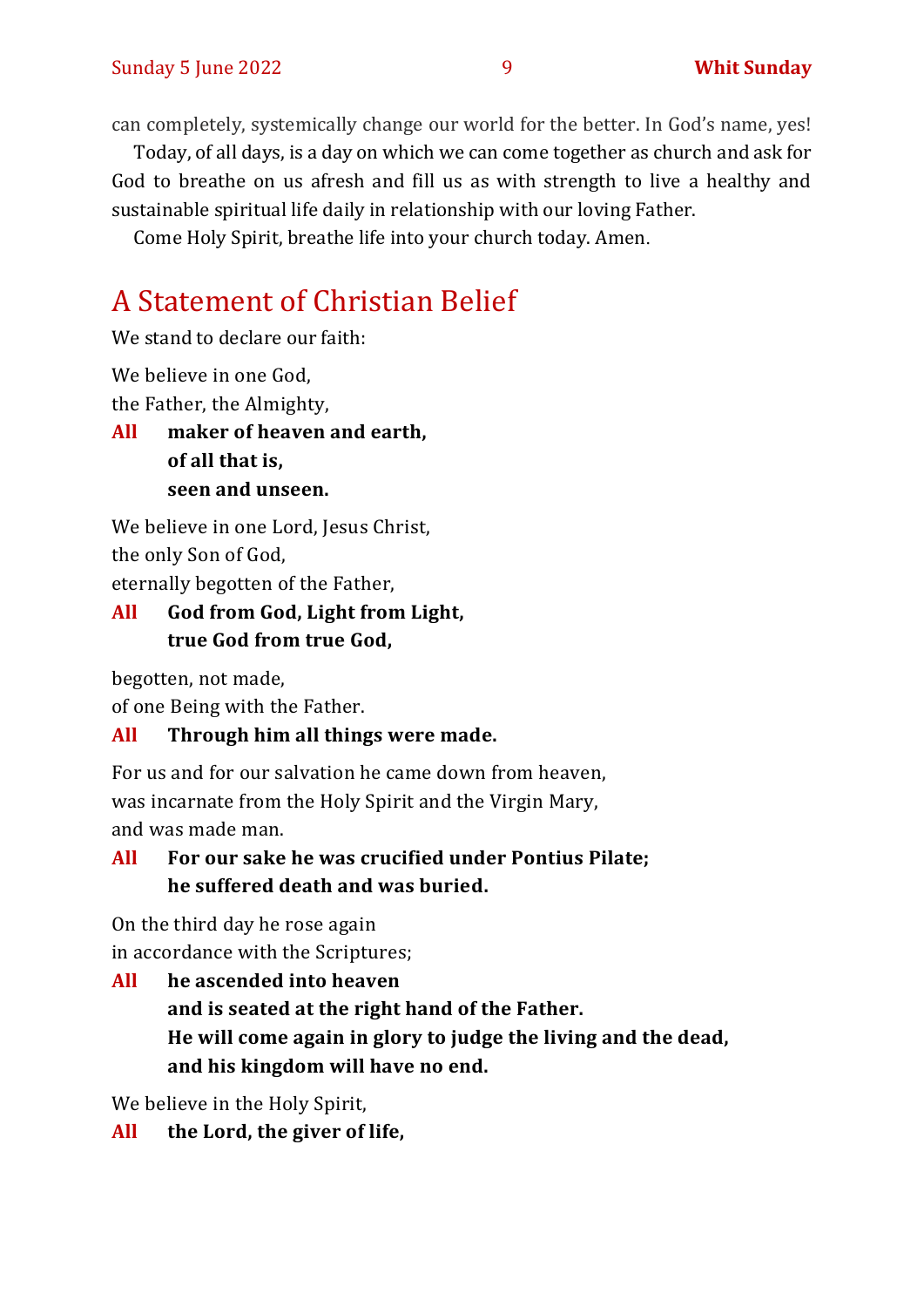can completely, systemically change our world for the better. In God's name, yes!

Today, of all days, is a day on which we can come together as church and ask for God to breathe on us afresh and fill us as with strength to live a healthy and sustainable spiritual life daily in relationship with our loving Father.

Come Holy Spirit, breathe life into your church today. Amen.

## A Statement of Christian Belief

We stand to declare our faith:

We believe in one God,
the Father, the Almighty,

**All** **maker of heaven and earth,**
**of all that is,**
**seen and unseen.**

We believe in one Lord, Jesus Christ,
the only Son of God,
eternally begotten of the Father,

**All** **God from God, Light from Light,**
**true God from true God,**

begotten, not made,
of one Being with the Father.

**All** **Through him all things were made.**

For us and for our salvation he came down from heaven,
was incarnate from the Holy Spirit and the Virgin Mary,
and was made man.

**All** **For our sake he was crucified under Pontius Pilate;**
**he suffered death and was buried.**

On the third day he rose again
in accordance with the Scriptures;

**All** **he ascended into heaven**
**and is seated at the right hand of the Father.**
**He will come again in glory to judge the living and the dead,**
**and his kingdom will have no end.**

We believe in the Holy Spirit,

**All** **the Lord, the giver of life,**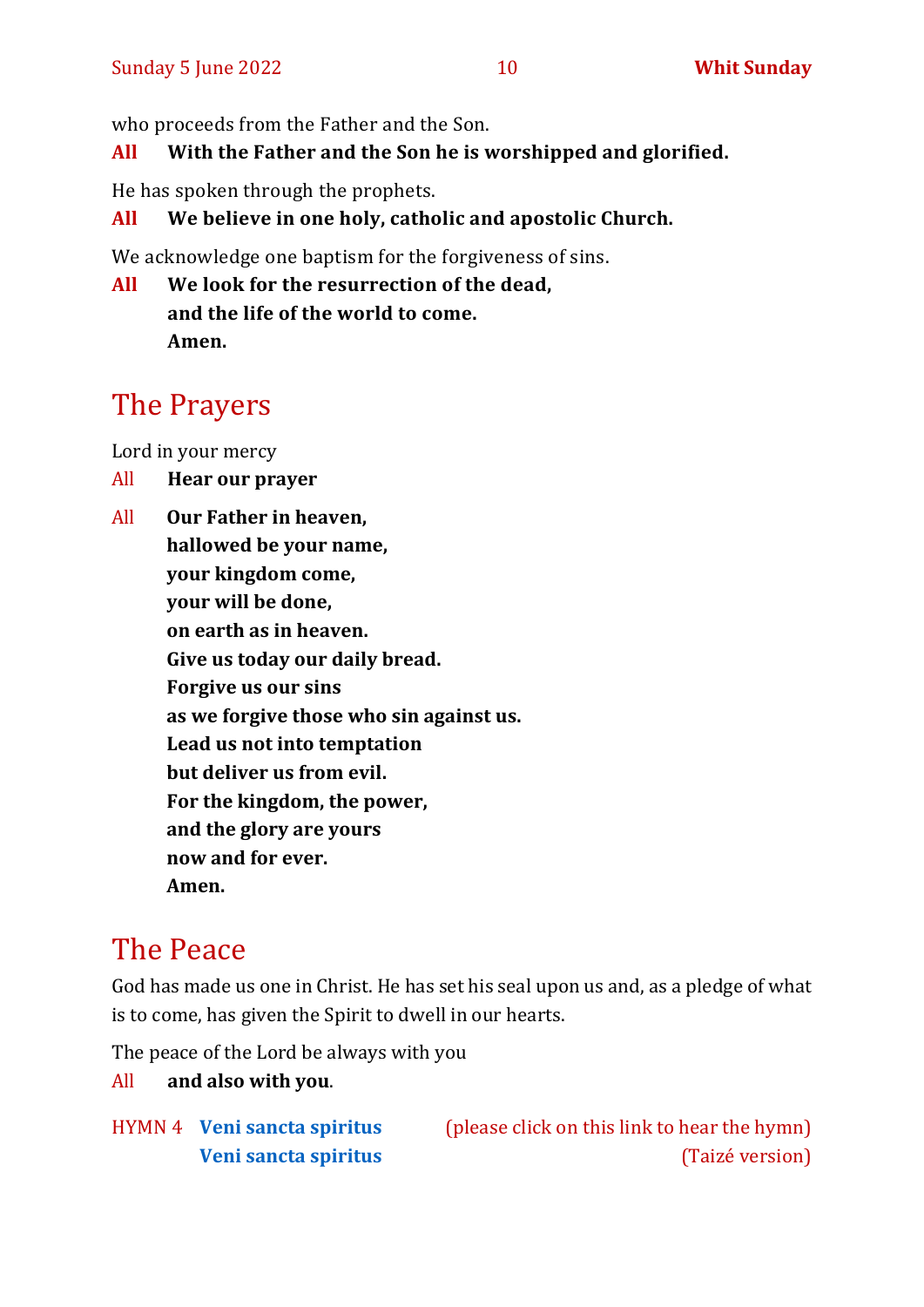who proceeds from the Father and the Son.

**All** **With the Father and the Son he is worshipped and glorified.**

He has spoken through the prophets.

**All** **We believe in one holy, catholic and apostolic Church.**

We acknowledge one baptism for the forgiveness of sins.

**All** **We look for the resurrection of the dead,**
**and the life of the world to come.**
**Amen.**

## The Prayers

Lord in your mercy

All **Hear our prayer**

All **Our Father in heaven,**
**hallowed be your name,**
**your kingdom come,**
**your will be done,**
**on earth as in heaven.**
**Give us today our daily bread.**
**Forgive us our sins**
**as we forgive those who sin against us.**
**Lead us not into temptation**
**but deliver us from evil.**
**For the kingdom, the power,**
**and the glory are yours**
**now and for ever.**
**Amen.**

## The Peace

God has made us one in Christ. He has set his seal upon us and, as a pledge of what is to come, has given the Spirit to dwell in our hearts.

The peace of the Lord be always with you

All **and also with you**.

HYMN 4 **Veni sancta spiritus** (please click on this link to hear the hymn)
**Veni sancta spiritus** (Taizé version)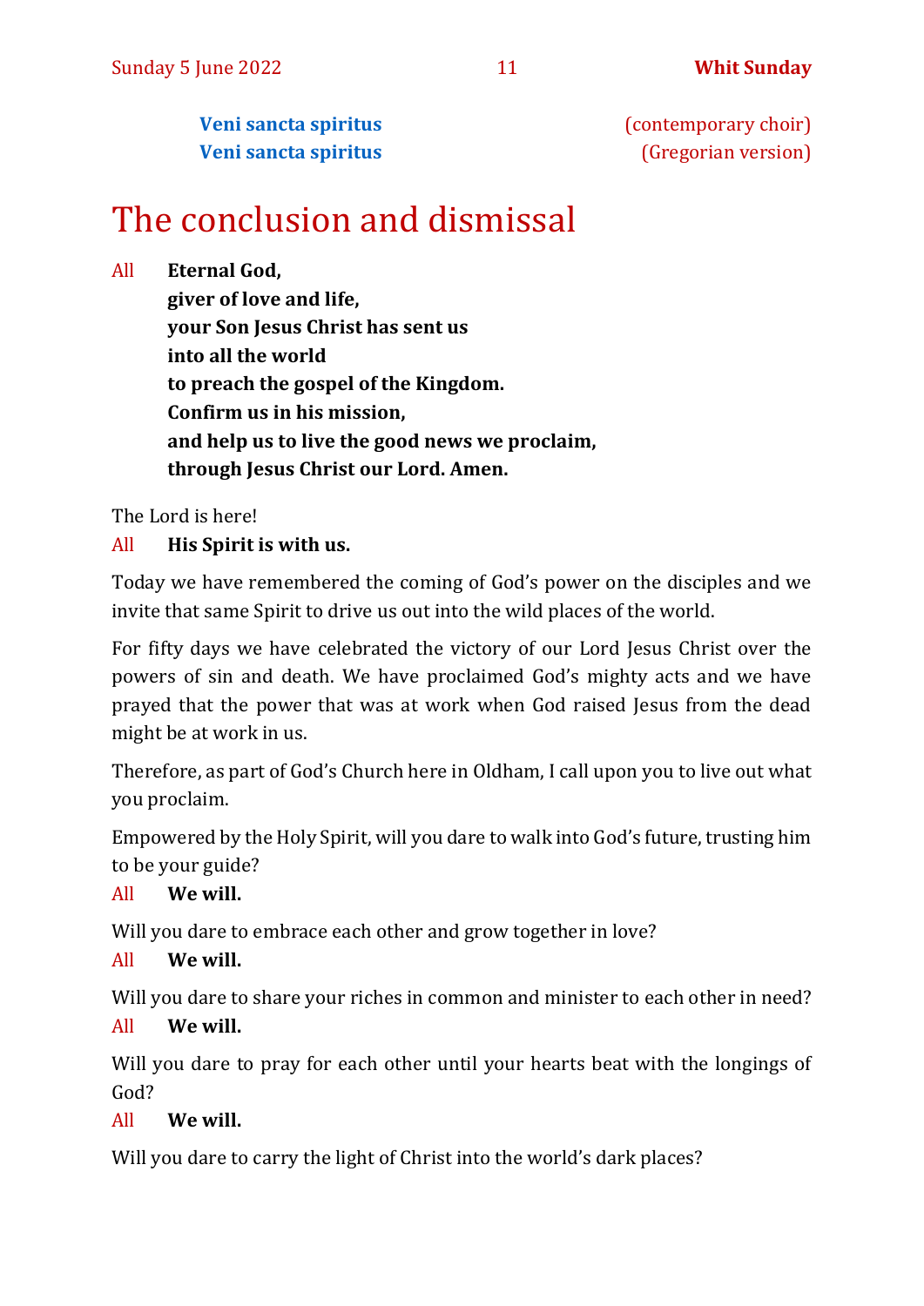**Veni sancta spiritus** (contemporary choir)
**Veni sancta spiritus** (Gregorian version)

# The conclusion and dismissal

All **Eternal God,**
**giver of love and life,**
**your Son Jesus Christ has sent us**
**into all the world**
**to preach the gospel of the Kingdom.**
**Confirm us in his mission,**
**and help us to live the good news we proclaim,**
**through Jesus Christ our Lord. Amen.**

The Lord is here!

All **His Spirit is with us.**

Today we have remembered the coming of God's power on the disciples and we invite that same Spirit to drive us out into the wild places of the world.

For fifty days we have celebrated the victory of our Lord Jesus Christ over the powers of sin and death. We have proclaimed God's mighty acts and we have prayed that the power that was at work when God raised Jesus from the dead might be at work in us.

Therefore, as part of God's Church here in Oldham, I call upon you to live out what you proclaim.

Empowered by the Holy Spirit, will you dare to walk into God's future, trusting him to be your guide?

All **We will.**

Will you dare to embrace each other and grow together in love?

All **We will.**

Will you dare to share your riches in common and minister to each other in need?

All **We will.**

Will you dare to pray for each other until your hearts beat with the longings of God?

All **We will.**

Will you dare to carry the light of Christ into the world's dark places?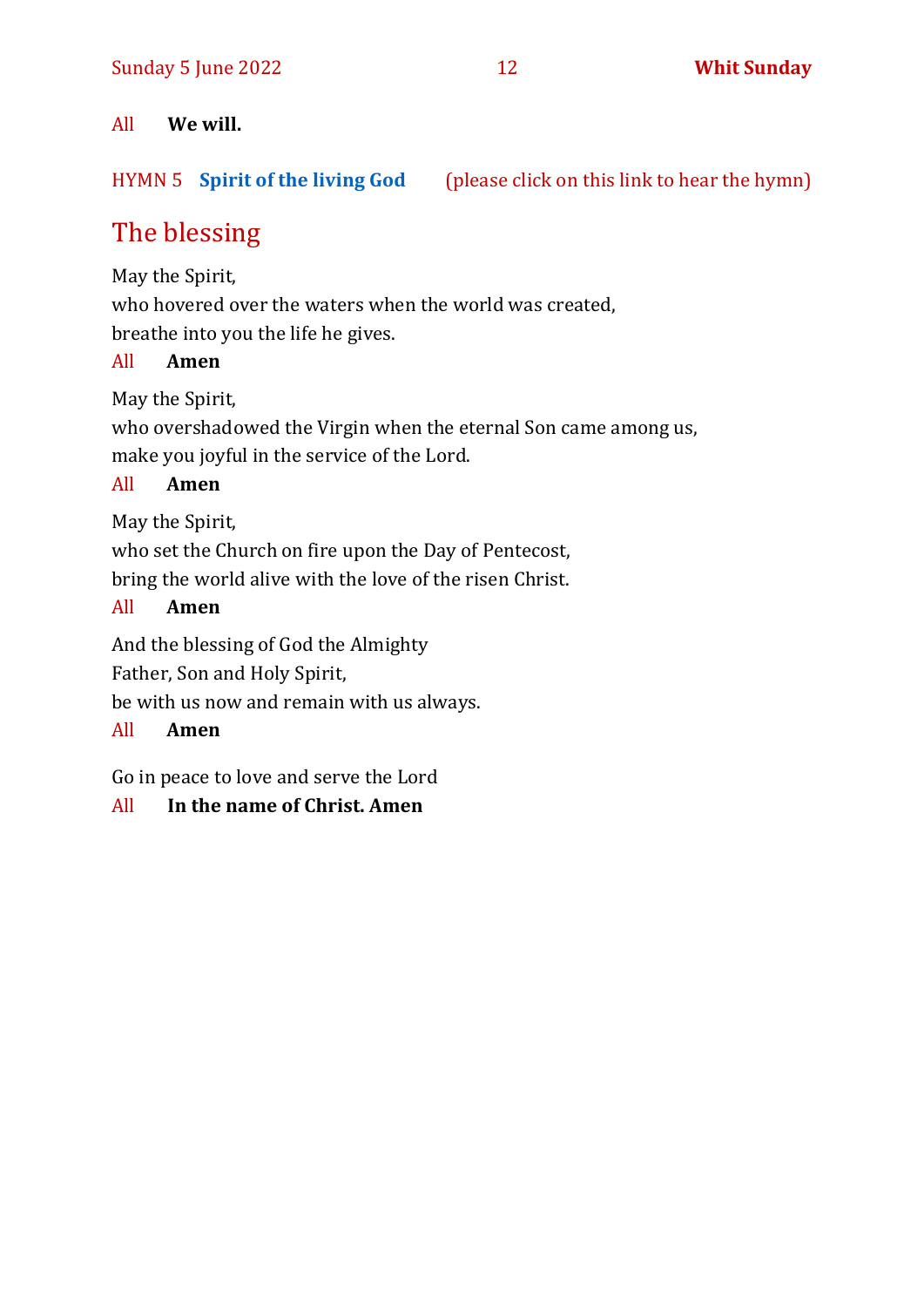All **We will.**

HYMN 5 **Spirit of the living God** (please click on this link to hear the hymn)

## The blessing

May the Spirit,
who hovered over the waters when the world was created,
breathe into you the life he gives.

All **Amen**

May the Spirit,
who overshadowed the Virgin when the eternal Son came among us,
make you joyful in the service of the Lord.

All **Amen**

May the Spirit,
who set the Church on fire upon the Day of Pentecost,
bring the world alive with the love of the risen Christ.

All **Amen**

And the blessing of God the Almighty
Father, Son and Holy Spirit,
be with us now and remain with us always.

All **Amen**

Go in peace to love and serve the Lord

All **In the name of Christ. Amen**